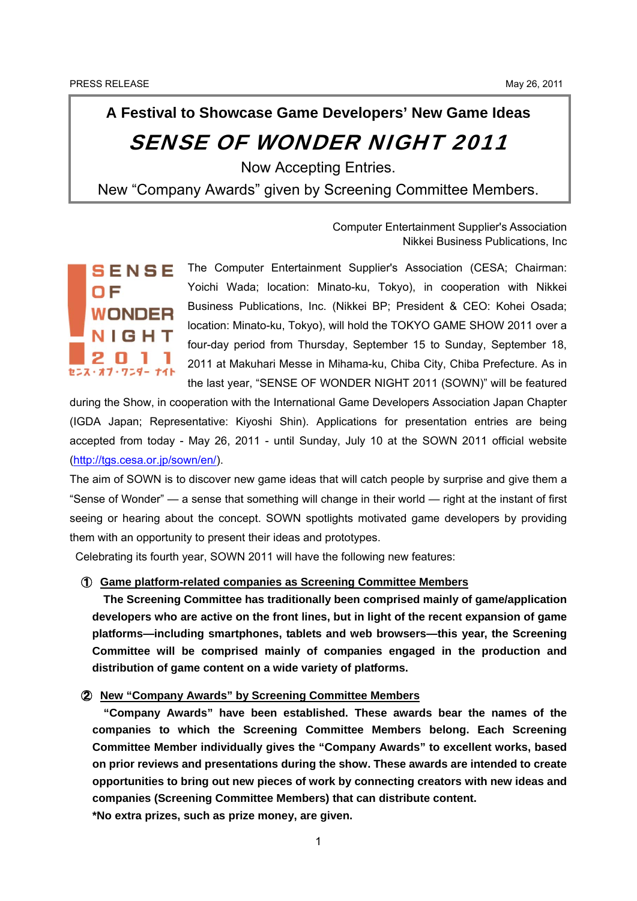PRESS RELEASE May 26, 2011

# A Festival to Showcase Game Developers' New Game Ideas

# *SENSE OF WONDER NIGHT 2011*

Now Accepting Entries.

New "Company Awards" given by Screening Committee Members.

Computer Entertainment Supplier's Association
Nikkei Business Publications, Inc

SENSE OF WONDER NIGHT 2011
センス・オブ・ワンダー ナイト

The Computer Entertainment Supplier's Association (CESA; Chairman: Yoichi Wada; location: Minato-ku, Tokyo), in cooperation with Nikkei Business Publications, Inc. (Nikkei BP; President & CEO: Kohei Osada; location: Minato-ku, Tokyo), will hold the TOKYO GAME SHOW 2011 over a four-day period from Thursday, September 15 to Sunday, September 18, 2011 at Makuhari Messe in Mihama-ku, Chiba City, Chiba Prefecture. As in the last year, "SENSE OF WONDER NIGHT 2011 (SOWN)" will be featured during the Show, in cooperation with the International Game Developers Association Japan Chapter (IGDA Japan; Representative: Kiyoshi Shin). Applications for presentation entries are being accepted from today - May 26, 2011 - until Sunday, July 10 at the SOWN 2011 official website (http://tgs.cesa.or.jp/sown/en/).

The aim of SOWN is to discover new game ideas that will catch people by surprise and give them a "Sense of Wonder" — a sense that something will change in their world — right at the instant of first seeing or hearing about the concept. SOWN spotlights motivated game developers by providing them with an opportunity to present their ideas and prototypes.

Celebrating its fourth year, SOWN 2011 will have the following new features:

① Game platform-related companies as Screening Committee Members

**The Screening Committee has traditionally been comprised mainly of game/application developers who are active on the front lines, but in light of the recent expansion of game platforms—including smartphones, tablets and web browsers—this year, the Screening Committee will be comprised mainly of companies engaged in the production and distribution of game content on a wide variety of platforms.**

② New "Company Awards" by Screening Committee Members

**"Company Awards" have been established. These awards bear the names of the companies to which the Screening Committee Members belong. Each Screening Committee Member individually gives the "Company Awards" to excellent works, based on prior reviews and presentations during the show. These awards are intended to create opportunities to bring out new pieces of work by connecting creators with new ideas and companies (Screening Committee Members) that can distribute content.**

***No extra prizes, such as prize money, are given.**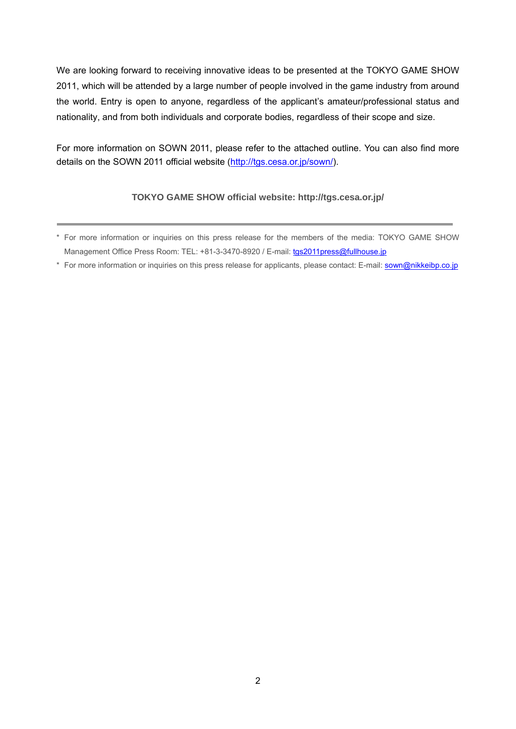We are looking forward to receiving innovative ideas to be presented at the TOKYO GAME SHOW 2011, which will be attended by a large number of people involved in the game industry from around the world. Entry is open to anyone, regardless of the applicant's amateur/professional status and nationality, and from both individuals and corporate bodies, regardless of their scope and size.

For more information on SOWN 2011, please refer to the attached outline. You can also find more details on the SOWN 2011 official website (http://tgs.cesa.or.jp/sown/).

**TOKYO GAME SHOW official website: http://tgs.cesa.or.jp/**

---

* For more information or inquiries on this press release for the members of the media: TOKYO GAME SHOW Management Office Press Room: TEL: +81-3-3470-8920 / E-mail: tgs2011press@fullhouse.jp
* For more information or inquiries on this press release for applicants, please contact: E-mail: sown@nikkeibp.co.jp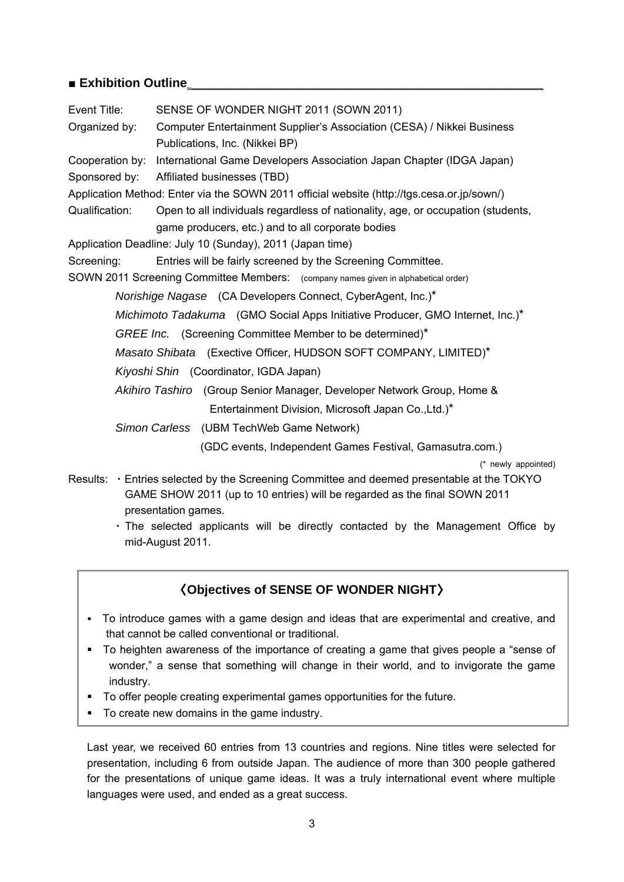## ■ Exhibition Outline

Event Title: SENSE OF WONDER NIGHT 2011 (SOWN 2011)

Organized by: Computer Entertainment Supplier's Association (CESA) / Nikkei Business Publications, Inc. (Nikkei BP)

Cooperation by: International Game Developers Association Japan Chapter (IDGA Japan)

Sponsored by: Affiliated businesses (TBD)

Application Method: Enter via the SOWN 2011 official website (http://tgs.cesa.or.jp/sown/)

Qualification: Open to all individuals regardless of nationality, age, or occupation (students, game producers, etc.) and to all corporate bodies

Application Deadline: July 10 (Sunday), 2011 (Japan time)

Screening: Entries will be fairly screened by the Screening Committee.

SOWN 2011 Screening Committee Members: (company names given in alphabetical order)

- *Norishige Nagase* (CA Developers Connect, CyberAgent, Inc.)*
- *Michimoto Tadakuma* (GMO Social Apps Initiative Producer, GMO Internet, Inc.)*
- *GREE Inc.* (Screening Committee Member to be determined)*
- *Masato Shibata* (Exective Officer, HUDSON SOFT COMPANY, LIMITED)*
- *Kiyoshi Shin* (Coordinator, IGDA Japan)
- *Akihiro Tashiro* (Group Senior Manager, Developer Network Group, Home & Entertainment Division, Microsoft Japan Co.,Ltd.)*
- *Simon Carless* (UBM TechWeb Game Network) (GDC events, Independent Games Festival, Gamasutra.com.)

(* newly appointed)

Results:
- Entries selected by the Screening Committee and deemed presentable at the TOKYO GAME SHOW 2011 (up to 10 entries) will be regarded as the final SOWN 2011 presentation games.
- The selected applicants will be directly contacted by the Management Office by mid-August 2011.

### 《Objectives of SENSE OF WONDER NIGHT》

- To introduce games with a game design and ideas that are experimental and creative, and that cannot be called conventional or traditional.
- To heighten awareness of the importance of creating a game that gives people a "sense of wonder," a sense that something will change in their world, and to invigorate the game industry.
- To offer people creating experimental games opportunities for the future.
- To create new domains in the game industry.

Last year, we received 60 entries from 13 countries and regions. Nine titles were selected for presentation, including 6 from outside Japan. The audience of more than 300 people gathered for the presentations of unique game ideas. It was a truly international event where multiple languages were used, and ended as a great success.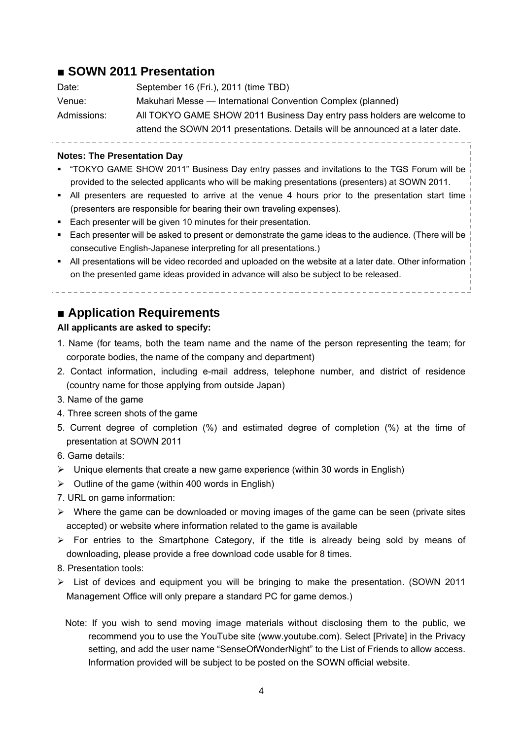## ■ SOWN 2011 Presentation

Date: September 16 (Fri.), 2011 (time TBD)

Venue: Makuhari Messe — International Convention Complex (planned)

Admissions: All TOKYO GAME SHOW 2011 Business Day entry pass holders are welcome to attend the SOWN 2011 presentations. Details will be announced at a later date.

**Notes: The Presentation Day**

- "TOKYO GAME SHOW 2011" Business Day entry passes and invitations to the TGS Forum will be provided to the selected applicants who will be making presentations (presenters) at SOWN 2011.
- All presenters are requested to arrive at the venue 4 hours prior to the presentation start time (presenters are responsible for bearing their own traveling expenses).
- Each presenter will be given 10 minutes for their presentation.
- Each presenter will be asked to present or demonstrate the game ideas to the audience. (There will be consecutive English-Japanese interpreting for all presentations.)
- All presentations will be video recorded and uploaded on the website at a later date. Other information on the presented game ideas provided in advance will also be subject to be released.

## ■ Application Requirements

**All applicants are asked to specify:**

1. Name (for teams, both the team name and the name of the person representing the team; for corporate bodies, the name of the company and department)
2. Contact information, including e-mail address, telephone number, and district of residence (country name for those applying from outside Japan)
3. Name of the game
4. Three screen shots of the game
5. Current degree of completion (%) and estimated degree of completion (%) at the time of presentation at SOWN 2011
6. Game details:
   - Unique elements that create a new game experience (within 30 words in English)
   - Outline of the game (within 400 words in English)
7. URL on game information:
   - Where the game can be downloaded or moving images of the game can be seen (private sites accepted) or website where information related to the game is available
   - For entries to the Smartphone Category, if the title is already being sold by means of downloading, please provide a free download code usable for 8 times.
8. Presentation tools:
   - List of devices and equipment you will be bringing to make the presentation. (SOWN 2011 Management Office will only prepare a standard PC for game demos.)

Note: If you wish to send moving image materials without disclosing them to the public, we recommend you to use the YouTube site (www.youtube.com). Select [Private] in the Privacy setting, and add the user name "SenseOfWonderNight" to the List of Friends to allow access. Information provided will be subject to be posted on the SOWN official website.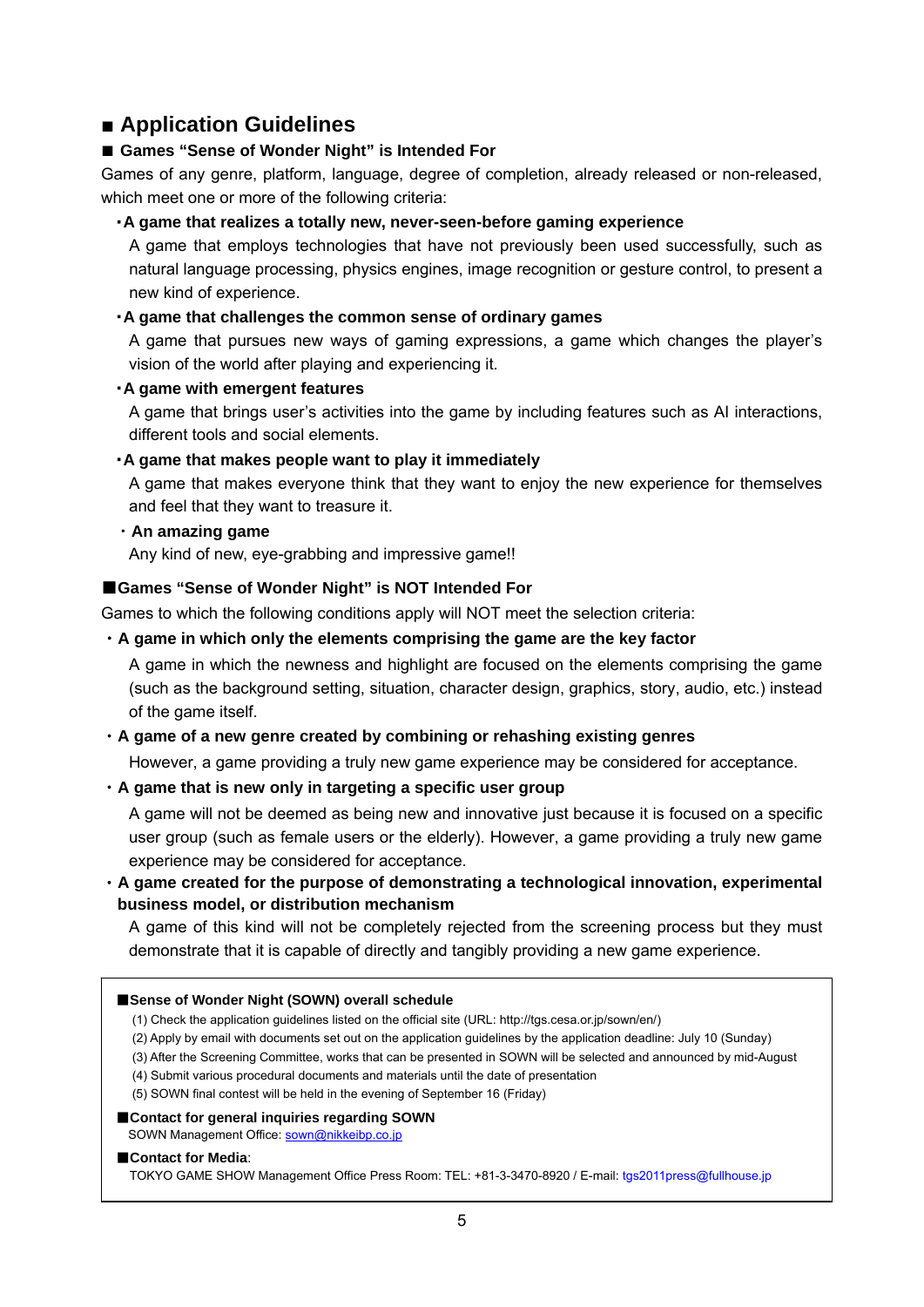## ■ Application Guidelines

### ■ Games "Sense of Wonder Night" is Intended For

Games of any genre, platform, language, degree of completion, already released or non-released, which meet one or more of the following criteria:

- **A game that realizes a totally new, never-seen-before gaming experience**
  A game that employs technologies that have not previously been used successfully, such as natural language processing, physics engines, image recognition or gesture control, to present a new kind of experience.
- **A game that challenges the common sense of ordinary games**
  A game that pursues new ways of gaming expressions, a game which changes the player's vision of the world after playing and experiencing it.
- **A game with emergent features**
  A game that brings user's activities into the game by including features such as AI interactions, different tools and social elements.
- **A game that makes people want to play it immediately**
  A game that makes everyone think that they want to enjoy the new experience for themselves and feel that they want to treasure it.
- **An amazing game**
  Any kind of new, eye-grabbing and impressive game!!

### ■Games "Sense of Wonder Night" is NOT Intended For

Games to which the following conditions apply will NOT meet the selection criteria:

- **A game in which only the elements comprising the game are the key factor**
  A game in which the newness and highlight are focused on the elements comprising the game (such as the background setting, situation, character design, graphics, story, audio, etc.) instead of the game itself.
- **A game of a new genre created by combining or rehashing existing genres**
  However, a game providing a truly new game experience may be considered for acceptance.
- **A game that is new only in targeting a specific user group**
  A game will not be deemed as being new and innovative just because it is focused on a specific user group (such as female users or the elderly). However, a game providing a truly new game experience may be considered for acceptance.
- **A game created for the purpose of demonstrating a technological innovation, experimental business model, or distribution mechanism**
  A game of this kind will not be completely rejected from the screening process but they must demonstrate that it is capable of directly and tangibly providing a new game experience.

**■Sense of Wonder Night (SOWN) overall schedule**

(1) Check the application guidelines listed on the official site (URL: http://tgs.cesa.or.jp/sown/en/)
(2) Apply by email with documents set out on the application guidelines by the application deadline: July 10 (Sunday)
(3) After the Screening Committee, works that can be presented in SOWN will be selected and announced by mid-August
(4) Submit various procedural documents and materials until the date of presentation
(5) SOWN final contest will be held in the evening of September 16 (Friday)

**■Contact for general inquiries regarding SOWN**

SOWN Management Office: sown@nikkeibp.co.jp

**■Contact for Media**:

TOKYO GAME SHOW Management Office Press Room: TEL: +81-3-3470-8920 / E-mail: tgs2011press@fullhouse.jp